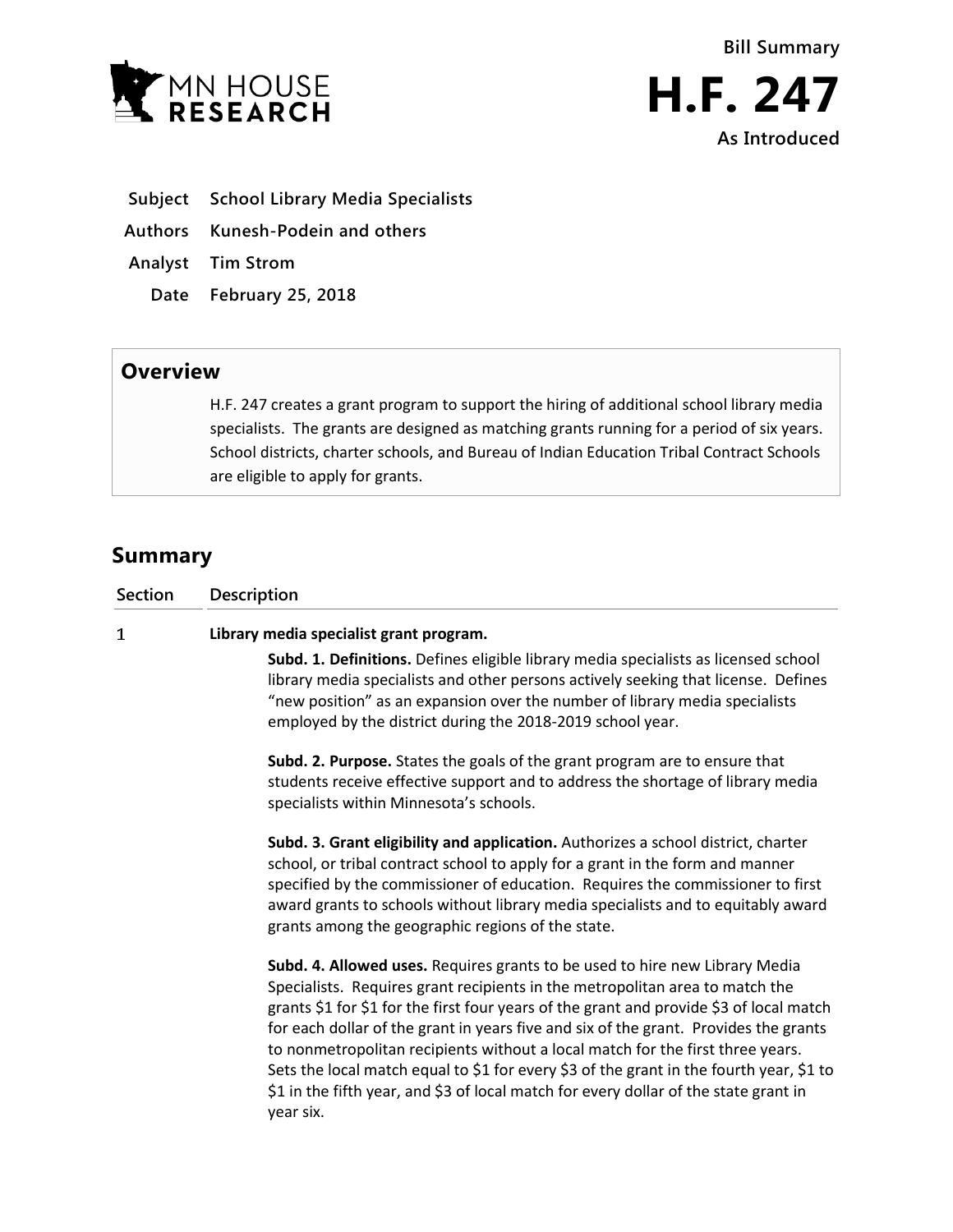MN HOUSE RESEARCH

**Bill Summary**

# H.F. 247

**As Introduced**

| | |
|---|---|
| **Subject** | **School Library Media Specialists** |
| **Authors** | **Kunesh-Podein and others** |
| **Analyst** | **Tim Strom** |
| **Date** | **February 25, 2018** |

## Overview

H.F. 247 creates a grant program to support the hiring of additional school library media specialists. The grants are designed as matching grants running for a period of six years. School districts, charter schools, and Bureau of Indian Education Tribal Contract Schools are eligible to apply for grants.

## Summary

| Section | Description |
|---|---|
| 1 | **Library media specialist grant program.**<br><br>**Subd. 1. Definitions.** Defines eligible library media specialists as licensed school library media specialists and other persons actively seeking that license. Defines "new position" as an expansion over the number of library media specialists employed by the district during the 2018-2019 school year.<br><br>**Subd. 2. Purpose.** States the goals of the grant program are to ensure that students receive effective support and to address the shortage of library media specialists within Minnesota's schools.<br><br>**Subd. 3. Grant eligibility and application.** Authorizes a school district, charter school, or tribal contract school to apply for a grant in the form and manner specified by the commissioner of education. Requires the commissioner to first award grants to schools without library media specialists and to equitably award grants among the geographic regions of the state.<br><br>**Subd. 4. Allowed uses.** Requires grants to be used to hire new Library Media Specialists. Requires grant recipients in the metropolitan area to match the grants $1 for $1 for the first four years of the grant and provide $3 of local match for each dollar of the grant in years five and six of the grant. Provides the grants to nonmetropolitan recipients without a local match for the first three years. Sets the local match equal to $1 for every $3 of the grant in the fourth year, $1 to $1 in the fifth year, and $3 of local match for every dollar of the state grant in year six. |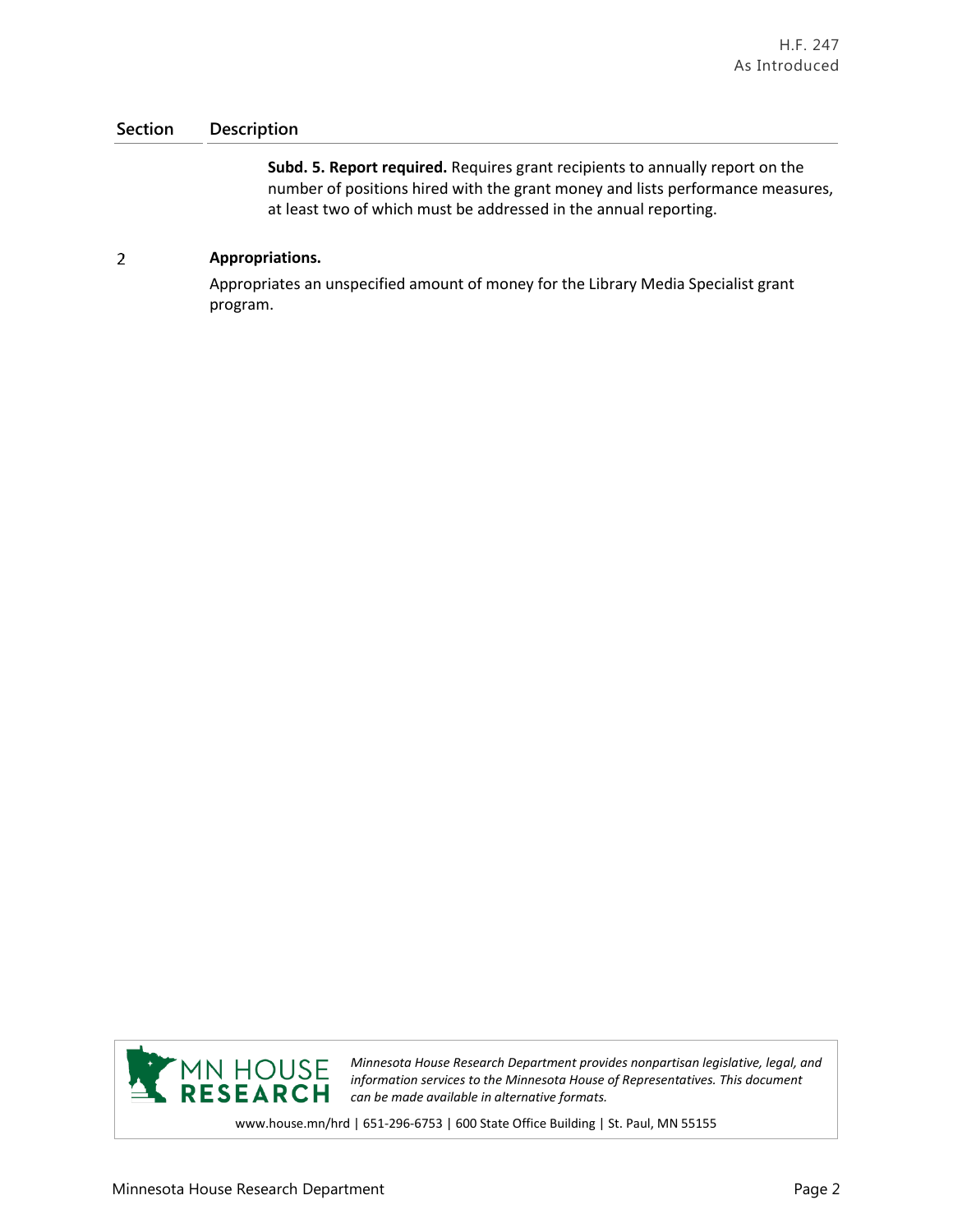| Section | Description |
| --- | --- |
| | **Subd. 5. Report required.** Requires grant recipients to annually report on the number of positions hired with the grant money and lists performance measures, at least two of which must be addressed in the annual reporting. |
| 2 | **Appropriations.** Appropriates an unspecified amount of money for the Library Media Specialist grant program. |

MN HOUSE RESEARCH

*Minnesota House Research Department provides nonpartisan legislative, legal, and information services to the Minnesota House of Representatives. This document can be made available in alternative formats.*

www.house.mn/hrd | 651-296-6753 | 600 State Office Building | St. Paul, MN 55155